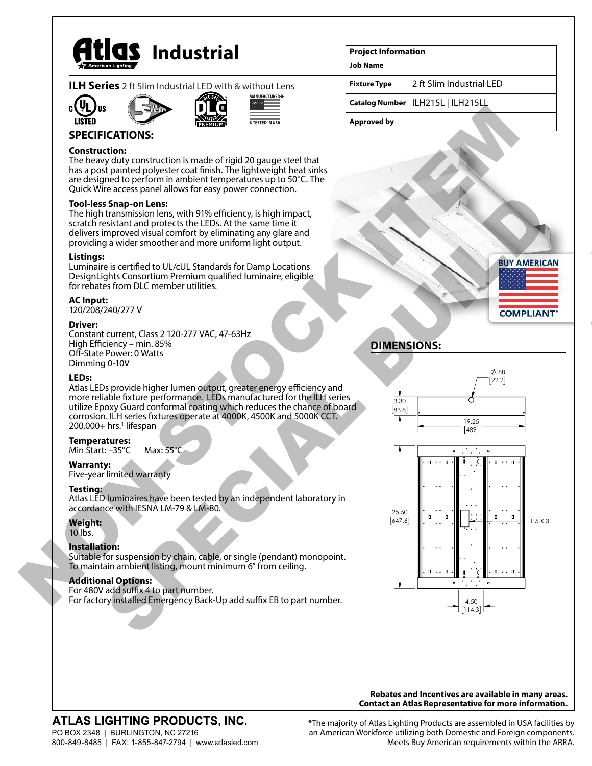# Atlas Industrial

**ILH Series** 2 ft Slim Industrial LED with & without Lens

| Project Information | |
|---|---|
| Job Name | |
| Fixture Type | 2 ft Slim Industrial LED |
| Catalog Number | ILH215L \| ILH215LL |
| Approved by | |

NON-STOCK ITEM SPECIAL BUILD

## SPECIFICATIONS:

**Construction:**
The heavy duty construction is made of rigid 20 gauge steel that has a post painted polyester coat finish. The lightweight heat sinks are designed to perform in ambient temperatures up to 50°C. The Quick Wire access panel allows for easy power connection.

**Tool-less Snap-on Lens:**
The high transmission lens, with 91% efficiency, is high impact, scratch resistant and protects the LEDs. At the same time it delivers improved visual comfort by eliminating any glare and providing a wider smoother and more uniform light output.

**Listings:**
Luminaire is certified to UL/cUL Standards for Damp Locations DesignLights Consortium Premium qualified luminaire, eligible for rebates from DLC member utilities.

**AC Input:**
120/208/240/277 V

**Driver:**
Constant current, Class 2 120-277 VAC, 47-63Hz
High Efficiency – min. 85%
Off-State Power: 0 Watts
Dimming 0-10V

**LEDs:**
Atlas LEDs provide higher lumen output, greater energy efficiency and more reliable fixture performance. LEDs manufactured for the ILH series utilize Epoxy Guard conformal coating which reduces the chance of board corrosion. ILH series fixtures operate at 4000K, 4500K and 5000K CCT. 200,000+ hrs.[1] lifespan

**Temperatures:**
Min Start: –35°C Max: 55°C

**Warranty:**
Five-year limited warranty

**Testing:**
Atlas LED luminaires have been tested by an independent laboratory in accordance with IESNA LM-79 & LM-80.

**Weight:**
10 lbs.

**Installation:**
Suitable for suspension by chain, cable, or single (pendant) monopoint. To maintain ambient listing, mount minimum 6" from ceiling.

**Additional Options:**
For 480V add suffix 4 to part number.
For factory installed Emergency Back-Up add suffix EB to part number.

BUY AMERICAN COMPLIANT*

## DIMENSIONS:

Ø.88 [22.2]
3.30 [83.8]
19.25 [489]
25.50 [647.6]
1.5 X 3
4.50 [114.3]

**Rebates and Incentives are available in many areas. Contact an Atlas Representative for more information.**

**ATLAS LIGHTING PRODUCTS, INC.**
PO BOX 2348 | BURLINGTON, NC 27216
800-849-8485 | FAX: 1-855-847-2794 | www.atlasled.com

*The majority of Atlas Lighting Products are assembled in USA facilities by an American Workforce utilizing both Domestic and Foreign components. Meets Buy American requirements within the ARRA.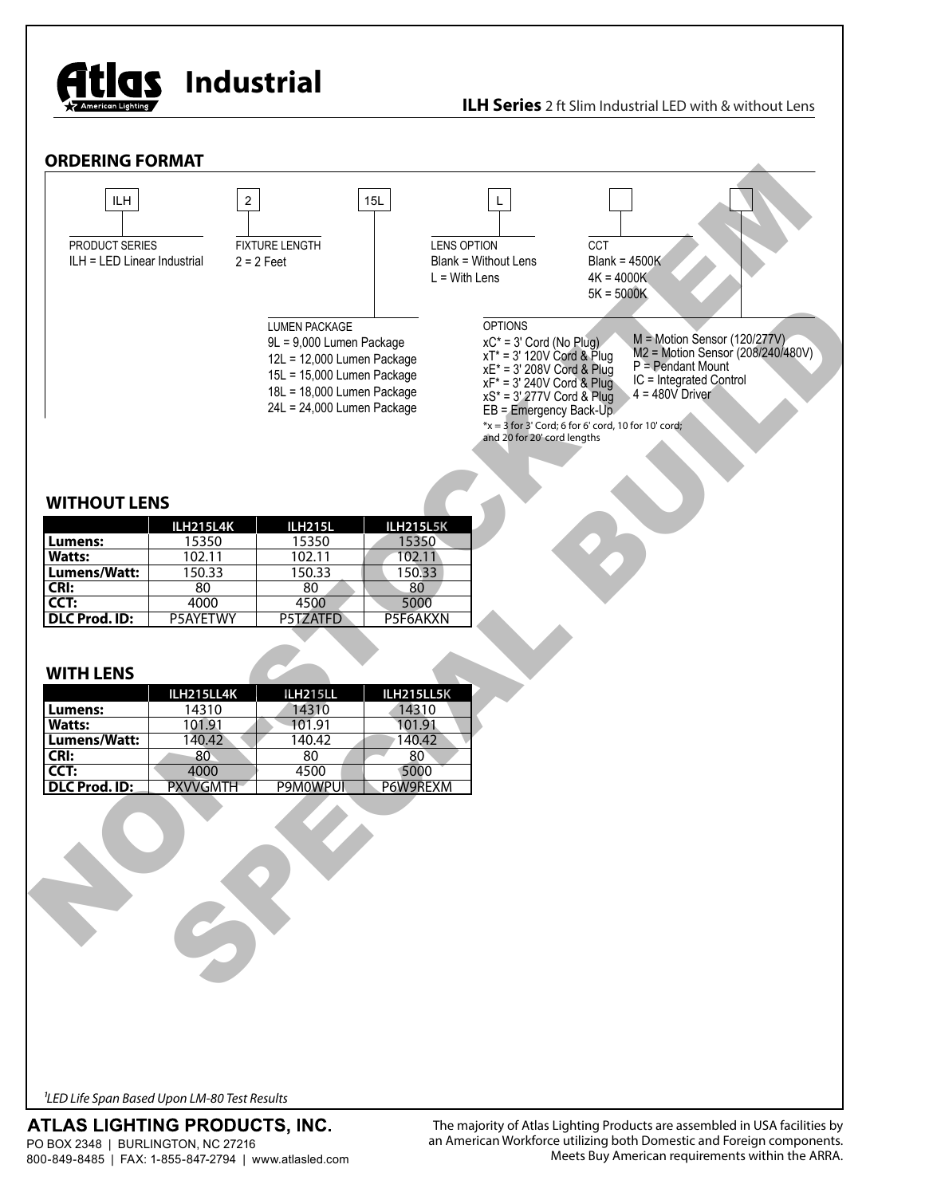# Atlas Industrial

**ILH Series** 2 ft Slim Industrial LED with & without Lens

NON-STOCK ITEM
SPECIAL BUILD

## ORDERING FORMAT

ILH | 2 | 15L | L | [ ] | [ ]

**PRODUCT SERIES**
ILH = LED Linear Industrial

**FIXTURE LENGTH**
2 = 2 Feet

**LUMEN PACKAGE**
9L = 9,000 Lumen Package
12L = 12,000 Lumen Package
15L = 15,000 Lumen Package
18L = 18,000 Lumen Package
24L = 24,000 Lumen Package

**LENS OPTION**
Blank = Without Lens
L = With Lens

**CCT**
Blank = 4500K
4K = 4000K
5K = 5000K

**OPTIONS**
xC* = 3' Cord (No Plug)
xT* = 3' 120V Cord & Plug
xE* = 3' 208V Cord & Plug
xF* = 3' 240V Cord & Plug
xS* = 3' 277V Cord & Plug
EB = Emergency Back-Up
M = Motion Sensor (120/277V)
M2 = Motion Sensor (208/240/480V)
P = Pendant Mount
IC = Integrated Control
4 = 480V Driver

*x = 3 for 3' Cord; 6 for 6' cord, 10 for 10' cord; and 20 for 20' cord lengths

## WITHOUT LENS

| | ILH215L4K | ILH215L | ILH215L5K |
|---|---|---|---|
| Lumens: | 15350 | 15350 | 15350 |
| Watts: | 102.11 | 102.11 | 102.11 |
| Lumens/Watt: | 150.33 | 150.33 | 150.33 |
| CRI: | 80 | 80 | 80 |
| CCT: | 4000 | 4500 | 5000 |
| DLC Prod. ID: | P5AYETWY | P5TZATFD | P5F6AKXN |

## WITH LENS

| | ILH215LL4K | ILH215LL | ILH215LL5K |
|---|---|---|---|
| Lumens: | 14310 | 14310 | 14310 |
| Watts: | 101.91 | 101.91 | 101.91 |
| Lumens/Watt: | 140.42 | 140.42 | 140.42 |
| CRI: | 80 | 80 | 80 |
| CCT: | 4000 | 4500 | 5000 |
| DLC Prod. ID: | PXVVGMTH | P9M0WPUI | P6W9REXM |

[1]*LED Life Span Based Upon LM-80 Test Results*

**ATLAS LIGHTING PRODUCTS, INC.**
PO BOX 2348 | BURLINGTON, NC 27216
800-849-8485 | FAX: 1-855-847-2794 | www.atlasled.com

The majority of Atlas Lighting Products are assembled in USA facilities by an American Workforce utilizing both Domestic and Foreign components. Meets Buy American requirements within the ARRA.